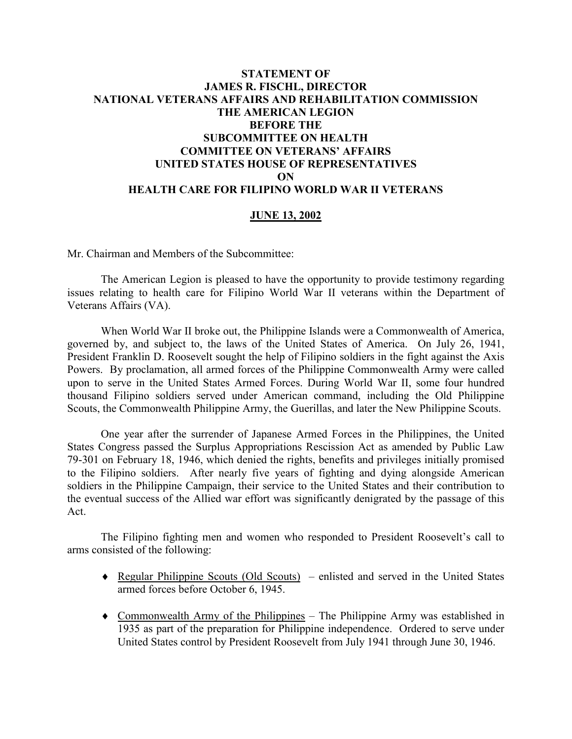# STATEMENT OF
# JAMES R. FISCHL, DIRECTOR
# NATIONAL VETERANS AFFAIRS AND REHABILITATION COMMISSION
# THE AMERICAN LEGION
# BEFORE THE
# SUBCOMMITTEE ON HEALTH
# COMMITTEE ON VETERANS' AFFAIRS
# UNITED STATES HOUSE OF REPRESENTATIVES
# ON
# HEALTH CARE FOR FILIPINO WORLD WAR II VETERANS

**JUNE 13, 2002**

Mr. Chairman and Members of the Subcommittee:

The American Legion is pleased to have the opportunity to provide testimony regarding issues relating to health care for Filipino World War II veterans within the Department of Veterans Affairs (VA).

When World War II broke out, the Philippine Islands were a Commonwealth of America, governed by, and subject to, the laws of the United States of America. On July 26, 1941, President Franklin D. Roosevelt sought the help of Filipino soldiers in the fight against the Axis Powers. By proclamation, all armed forces of the Philippine Commonwealth Army were called upon to serve in the United States Armed Forces. During World War II, some four hundred thousand Filipino soldiers served under American command, including the Old Philippine Scouts, the Commonwealth Philippine Army, the Guerillas, and later the New Philippine Scouts.

One year after the surrender of Japanese Armed Forces in the Philippines, the United States Congress passed the Surplus Appropriations Rescission Act as amended by Public Law 79-301 on February 18, 1946, which denied the rights, benefits and privileges initially promised to the Filipino soldiers. After nearly five years of fighting and dying alongside American soldiers in the Philippine Campaign, their service to the United States and their contribution to the eventual success of the Allied war effort was significantly denigrated by the passage of this Act.

The Filipino fighting men and women who responded to President Roosevelt's call to arms consisted of the following:

- Regular Philippine Scouts (Old Scouts) – enlisted and served in the United States armed forces before October 6, 1945.

- Commonwealth Army of the Philippines – The Philippine Army was established in 1935 as part of the preparation for Philippine independence. Ordered to serve under United States control by President Roosevelt from July 1941 through June 30, 1946.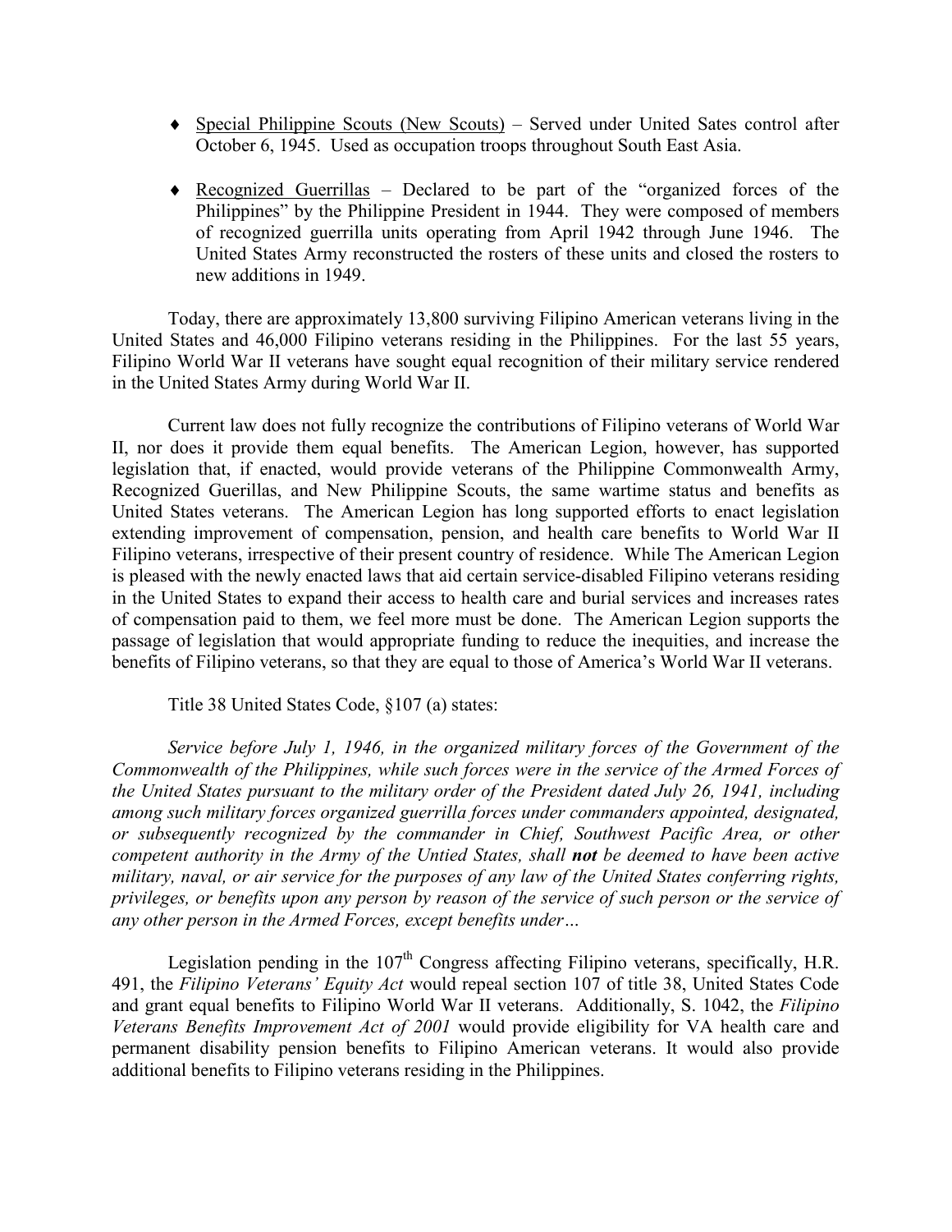- Special Philippine Scouts (New Scouts) – Served under United Sates control after October 6, 1945. Used as occupation troops throughout South East Asia.

- Recognized Guerrillas – Declared to be part of the "organized forces of the Philippines" by the Philippine President in 1944. They were composed of members of recognized guerrilla units operating from April 1942 through June 1946. The United States Army reconstructed the rosters of these units and closed the rosters to new additions in 1949.

Today, there are approximately 13,800 surviving Filipino American veterans living in the United States and 46,000 Filipino veterans residing in the Philippines. For the last 55 years, Filipino World War II veterans have sought equal recognition of their military service rendered in the United States Army during World War II.

Current law does not fully recognize the contributions of Filipino veterans of World War II, nor does it provide them equal benefits. The American Legion, however, has supported legislation that, if enacted, would provide veterans of the Philippine Commonwealth Army, Recognized Guerillas, and New Philippine Scouts, the same wartime status and benefits as United States veterans. The American Legion has long supported efforts to enact legislation extending improvement of compensation, pension, and health care benefits to World War II Filipino veterans, irrespective of their present country of residence. While The American Legion is pleased with the newly enacted laws that aid certain service-disabled Filipino veterans residing in the United States to expand their access to health care and burial services and increases rates of compensation paid to them, we feel more must be done. The American Legion supports the passage of legislation that would appropriate funding to reduce the inequities, and increase the benefits of Filipino veterans, so that they are equal to those of America's World War II veterans.

Title 38 United States Code, §107 (a) states:

*Service before July 1, 1946, in the organized military forces of the Government of the Commonwealth of the Philippines, while such forces were in the service of the Armed Forces of the United States pursuant to the military order of the President dated July 26, 1941, including among such military forces organized guerrilla forces under commanders appointed, designated, or subsequently recognized by the commander in Chief, Southwest Pacific Area, or other competent authority in the Army of the Untied States, shall* ***not*** *be deemed to have been active military, naval, or air service for the purposes of any law of the United States conferring rights, privileges, or benefits upon any person by reason of the service of such person or the service of any other person in the Armed Forces, except benefits under…*

Legislation pending in the 107th Congress affecting Filipino veterans, specifically, H.R. 491, the *Filipino Veterans' Equity Act* would repeal section 107 of title 38, United States Code and grant equal benefits to Filipino World War II veterans. Additionally, S. 1042, the *Filipino Veterans Benefits Improvement Act of 2001* would provide eligibility for VA health care and permanent disability pension benefits to Filipino American veterans. It would also provide additional benefits to Filipino veterans residing in the Philippines.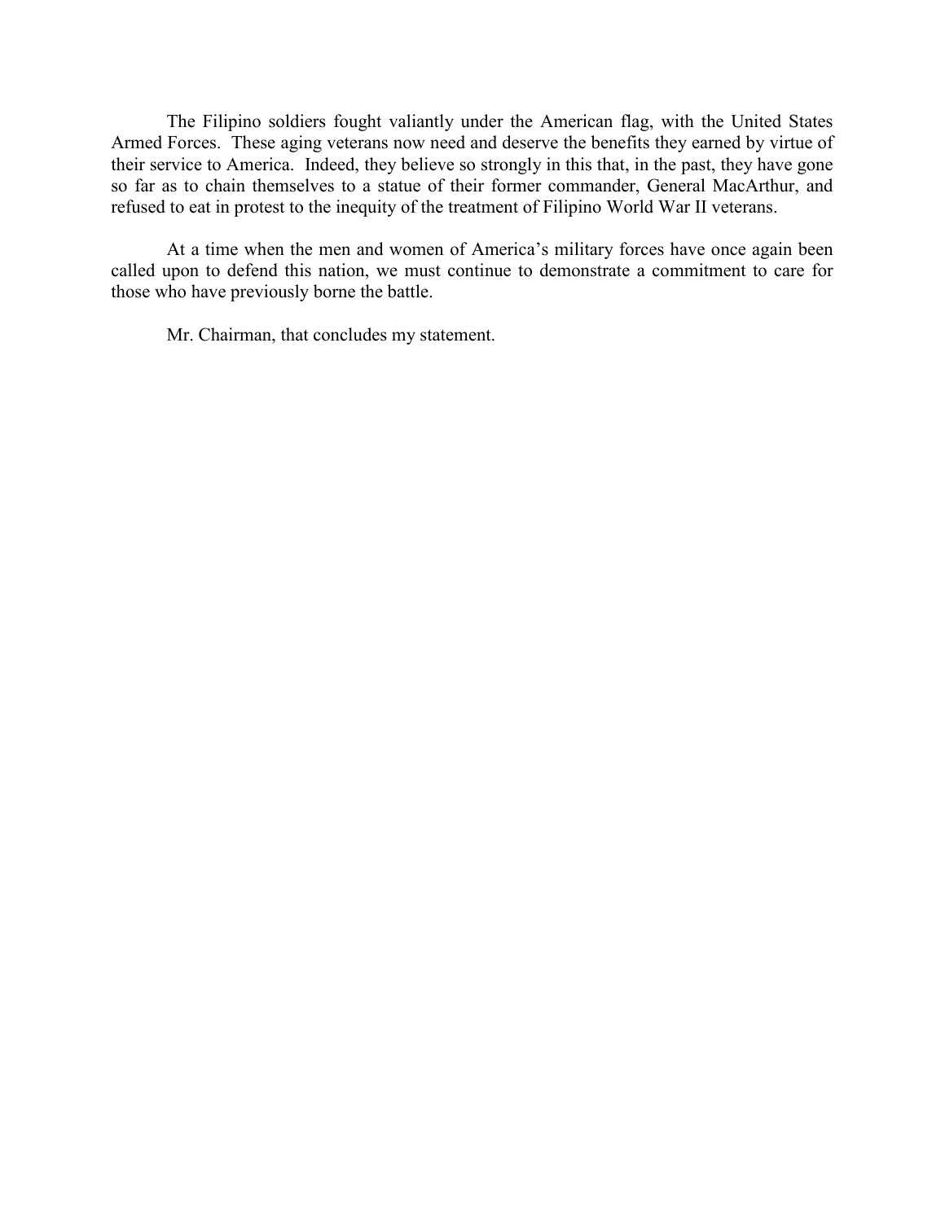The Filipino soldiers fought valiantly under the American flag, with the United States Armed Forces. These aging veterans now need and deserve the benefits they earned by virtue of their service to America. Indeed, they believe so strongly in this that, in the past, they have gone so far as to chain themselves to a statue of their former commander, General MacArthur, and refused to eat in protest to the inequity of the treatment of Filipino World War II veterans.

At a time when the men and women of America's military forces have once again been called upon to defend this nation, we must continue to demonstrate a commitment to care for those who have previously borne the battle.

Mr. Chairman, that concludes my statement.